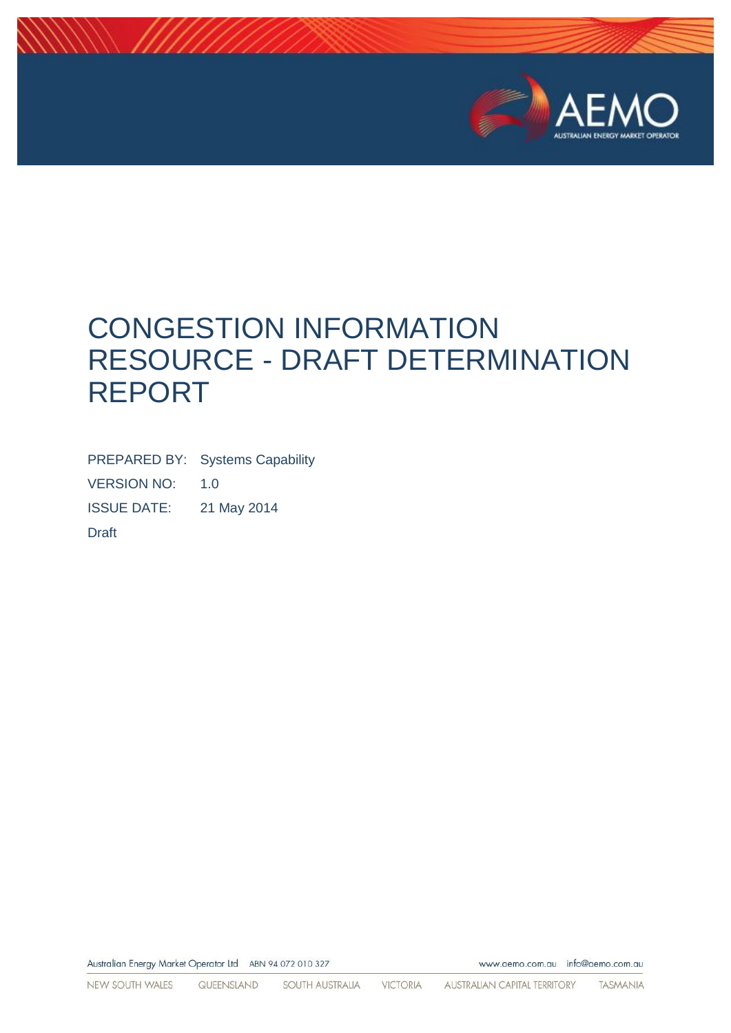# CONGESTION INFORMATION RESOURCE - DRAFT DETERMINATION REPORT

PREPARED BY: Systems Capability

VERSION NO: 1.0

ISSUE DATE: 21 May 2014

Draft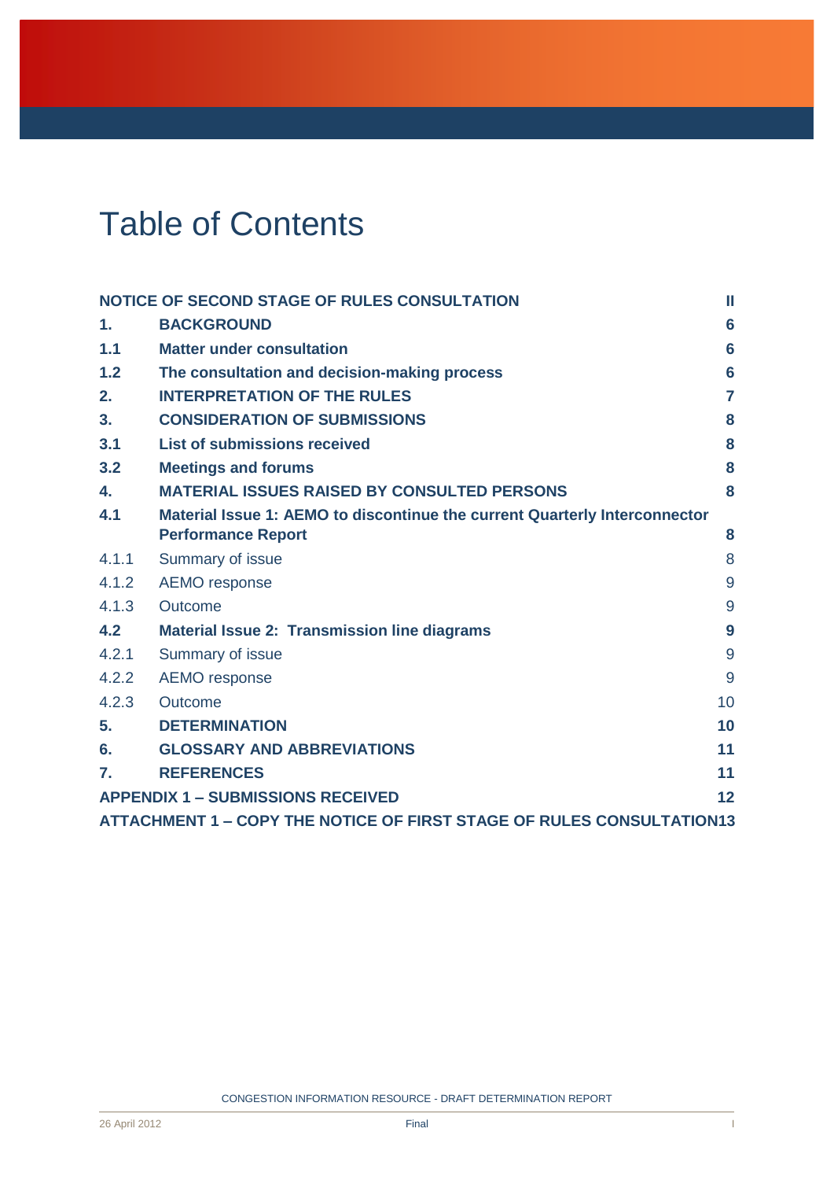# Table of Contents

| | | |
|---|---|---|
| **NOTICE OF SECOND STAGE OF RULES CONSULTATION** | | **II** |
| **1.** | **BACKGROUND** | **6** |
| **1.1** | **Matter under consultation** | **6** |
| **1.2** | **The consultation and decision-making process** | **6** |
| **2.** | **INTERPRETATION OF THE RULES** | **7** |
| **3.** | **CONSIDERATION OF SUBMISSIONS** | **8** |
| **3.1** | **List of submissions received** | **8** |
| **3.2** | **Meetings and forums** | **8** |
| **4.** | **MATERIAL ISSUES RAISED BY CONSULTED PERSONS** | **8** |
| **4.1** | **Material Issue 1: AEMO to discontinue the current Quarterly Interconnector Performance Report** | **8** |
| 4.1.1 | Summary of issue | 8 |
| 4.1.2 | AEMO response | 9 |
| 4.1.3 | Outcome | 9 |
| **4.2** | **Material Issue 2: Transmission line diagrams** | **9** |
| 4.2.1 | Summary of issue | 9 |
| 4.2.2 | AEMO response | 9 |
| 4.2.3 | Outcome | 10 |
| **5.** | **DETERMINATION** | **10** |
| **6.** | **GLOSSARY AND ABBREVIATIONS** | **11** |
| **7.** | **REFERENCES** | **11** |
| **APPENDIX 1 – SUBMISSIONS RECEIVED** | | **12** |
| **ATTACHMENT 1 – COPY THE NOTICE OF FIRST STAGE OF RULES CONSULTATION** | | **13** |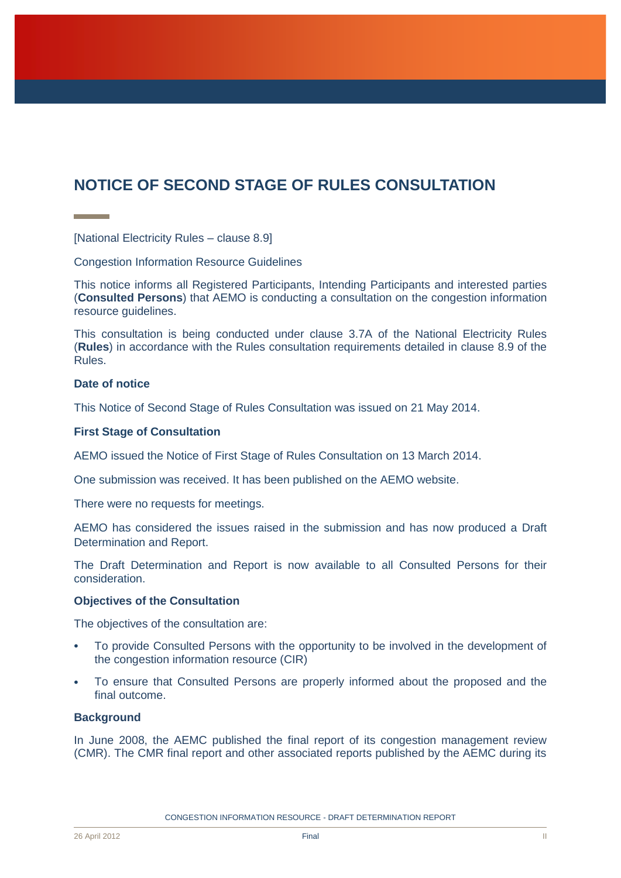# NOTICE OF SECOND STAGE OF RULES CONSULTATION

[National Electricity Rules – clause 8.9]

Congestion Information Resource Guidelines

This notice informs all Registered Participants, Intending Participants and interested parties (**Consulted Persons**) that AEMO is conducting a consultation on the congestion information resource guidelines.

This consultation is being conducted under clause 3.7A of the National Electricity Rules (**Rules**) in accordance with the Rules consultation requirements detailed in clause 8.9 of the Rules.

### Date of notice

This Notice of Second Stage of Rules Consultation was issued on 21 May 2014.

### First Stage of Consultation

AEMO issued the Notice of First Stage of Rules Consultation on 13 March 2014.

One submission was received. It has been published on the AEMO website.

There were no requests for meetings.

AEMO has considered the issues raised in the submission and has now produced a Draft Determination and Report.

The Draft Determination and Report is now available to all Consulted Persons for their consideration.

### Objectives of the Consultation

The objectives of the consultation are:

- To provide Consulted Persons with the opportunity to be involved in the development of the congestion information resource (CIR)
- To ensure that Consulted Persons are properly informed about the proposed and the final outcome.

### Background

In June 2008, the AEMC published the final report of its congestion management review (CMR). The CMR final report and other associated reports published by the AEMC during its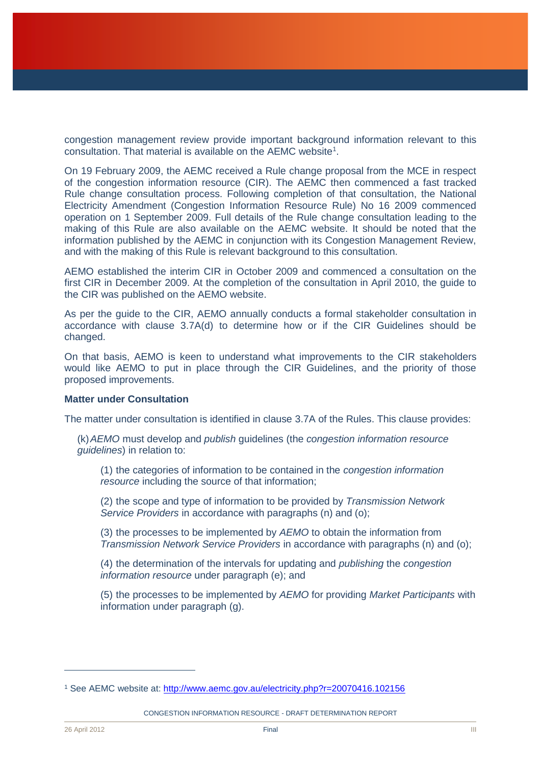congestion management review provide important background information relevant to this consultation. That material is available on the AEMC website[1].

On 19 February 2009, the AEMC received a Rule change proposal from the MCE in respect of the congestion information resource (CIR). The AEMC then commenced a fast tracked Rule change consultation process. Following completion of that consultation, the National Electricity Amendment (Congestion Information Resource Rule) No 16 2009 commenced operation on 1 September 2009. Full details of the Rule change consultation leading to the making of this Rule are also available on the AEMC website. It should be noted that the information published by the AEMC in conjunction with its Congestion Management Review, and with the making of this Rule is relevant background to this consultation.

AEMO established the interim CIR in October 2009 and commenced a consultation on the first CIR in December 2009. At the completion of the consultation in April 2010, the guide to the CIR was published on the AEMO website.

As per the guide to the CIR, AEMO annually conducts a formal stakeholder consultation in accordance with clause 3.7A(d) to determine how or if the CIR Guidelines should be changed.

On that basis, AEMO is keen to understand what improvements to the CIR stakeholders would like AEMO to put in place through the CIR Guidelines, and the priority of those proposed improvements.

**Matter under Consultation**

The matter under consultation is identified in clause 3.7A of the Rules. This clause provides:

> (k) *AEMO* must develop and *publish* guidelines (the *congestion information resource guidelines*) in relation to:
>
> > (1) the categories of information to be contained in the *congestion information resource* including the source of that information;
> >
> > (2) the scope and type of information to be provided by *Transmission Network Service Providers* in accordance with paragraphs (n) and (o);
> >
> > (3) the processes to be implemented by *AEMO* to obtain the information from *Transmission Network Service Providers* in accordance with paragraphs (n) and (o);
> >
> > (4) the determination of the intervals for updating and *publishing* the *congestion information resource* under paragraph (e); and
> >
> > (5) the processes to be implemented by *AEMO* for providing *Market Participants* with information under paragraph (g).

---

[1] See AEMC website at: http://www.aemc.gov.au/electricity.php?r=20070416.102156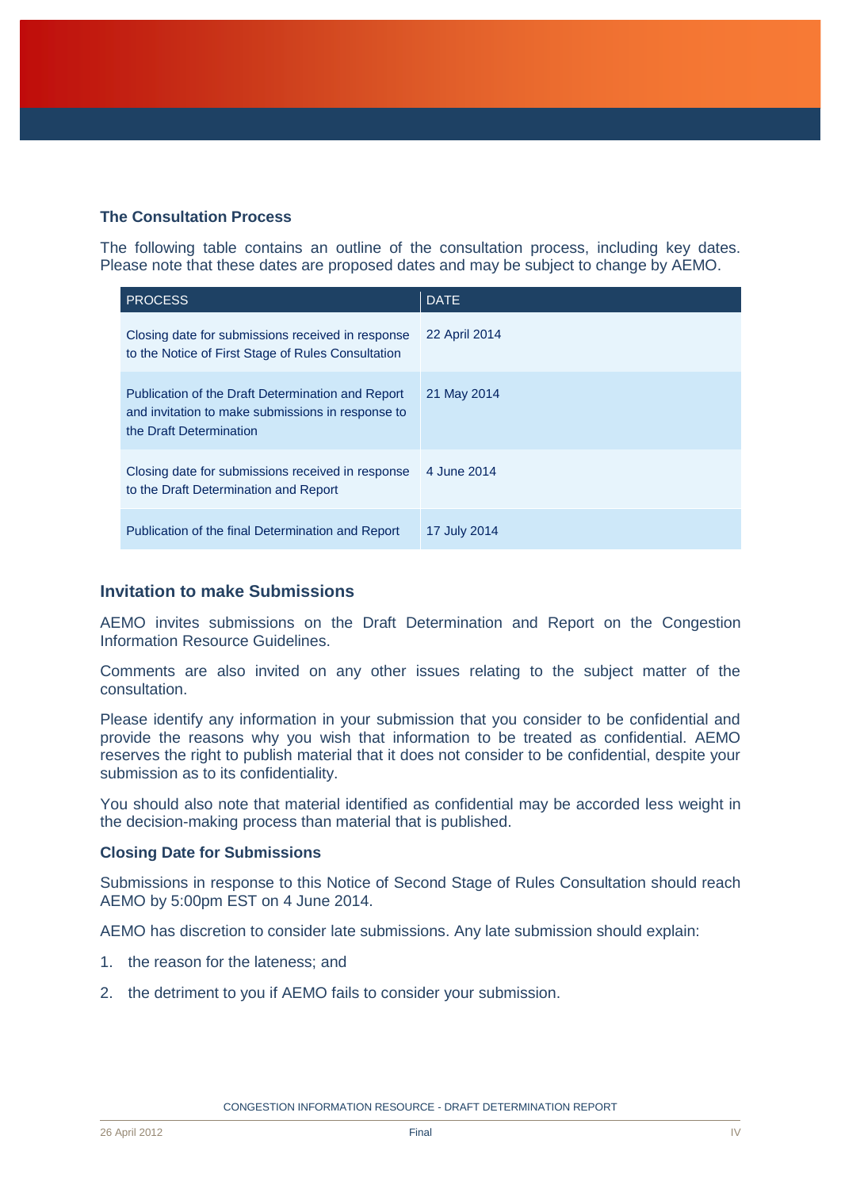### The Consultation Process

The following table contains an outline of the consultation process, including key dates. Please note that these dates are proposed dates and may be subject to change by AEMO.

| PROCESS | DATE |
|---|---|
| Closing date for submissions received in response to the Notice of First Stage of Rules Consultation | 22 April 2014 |
| Publication of the Draft Determination and Report and invitation to make submissions in response to the Draft Determination | 21 May 2014 |
| Closing date for submissions received in response to the Draft Determination and Report | 4 June 2014 |
| Publication of the final Determination and Report | 17 July 2014 |

## Invitation to make Submissions

AEMO invites submissions on the Draft Determination and Report on the Congestion Information Resource Guidelines.

Comments are also invited on any other issues relating to the subject matter of the consultation.

Please identify any information in your submission that you consider to be confidential and provide the reasons why you wish that information to be treated as confidential. AEMO reserves the right to publish material that it does not consider to be confidential, despite your submission as to its confidentiality.

You should also note that material identified as confidential may be accorded less weight in the decision-making process than material that is published.

### Closing Date for Submissions

Submissions in response to this Notice of Second Stage of Rules Consultation should reach AEMO by 5:00pm EST on 4 June 2014.

AEMO has discretion to consider late submissions. Any late submission should explain:

1. the reason for the lateness; and
2. the detriment to you if AEMO fails to consider your submission.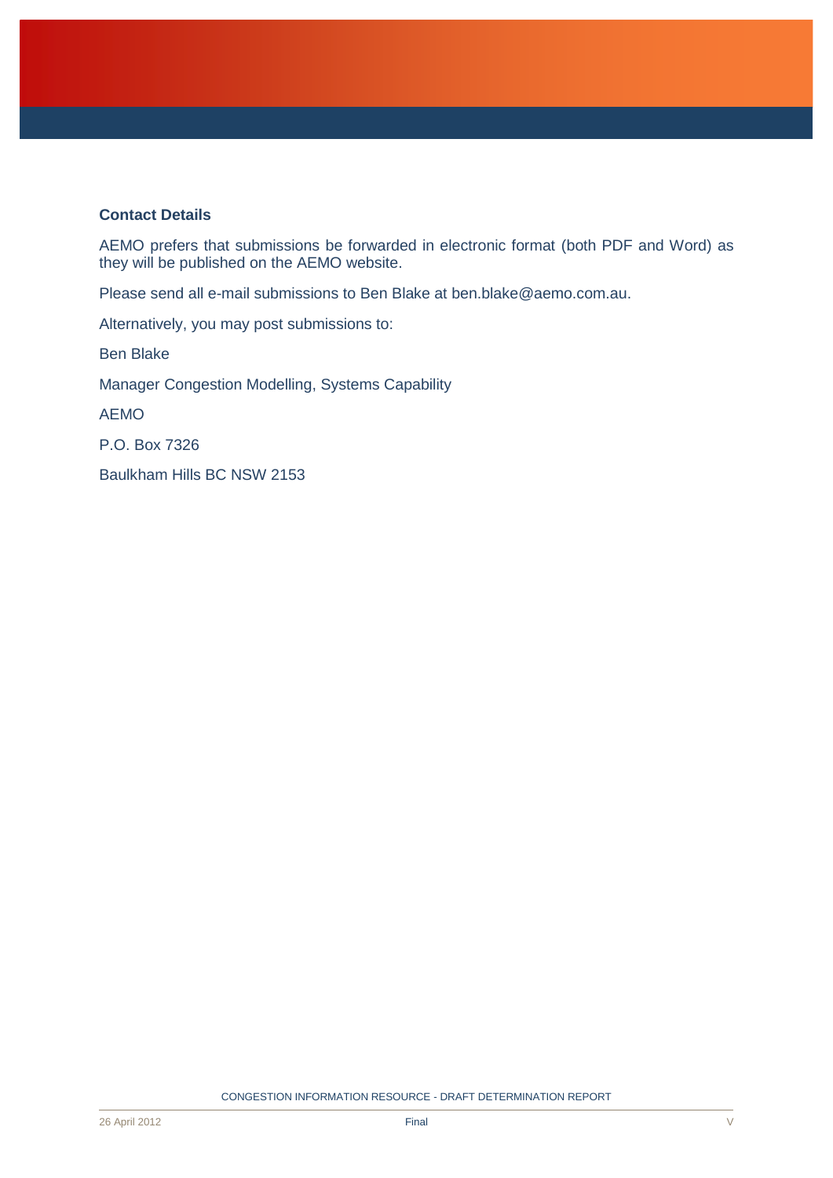**Contact Details**

AEMO prefers that submissions be forwarded in electronic format (both PDF and Word) as they will be published on the AEMO website.

Please send all e-mail submissions to Ben Blake at ben.blake@aemo.com.au.

Alternatively, you may post submissions to:

Ben Blake

Manager Congestion Modelling, Systems Capability

AEMO

P.O. Box 7326

Baulkham Hills BC NSW 2153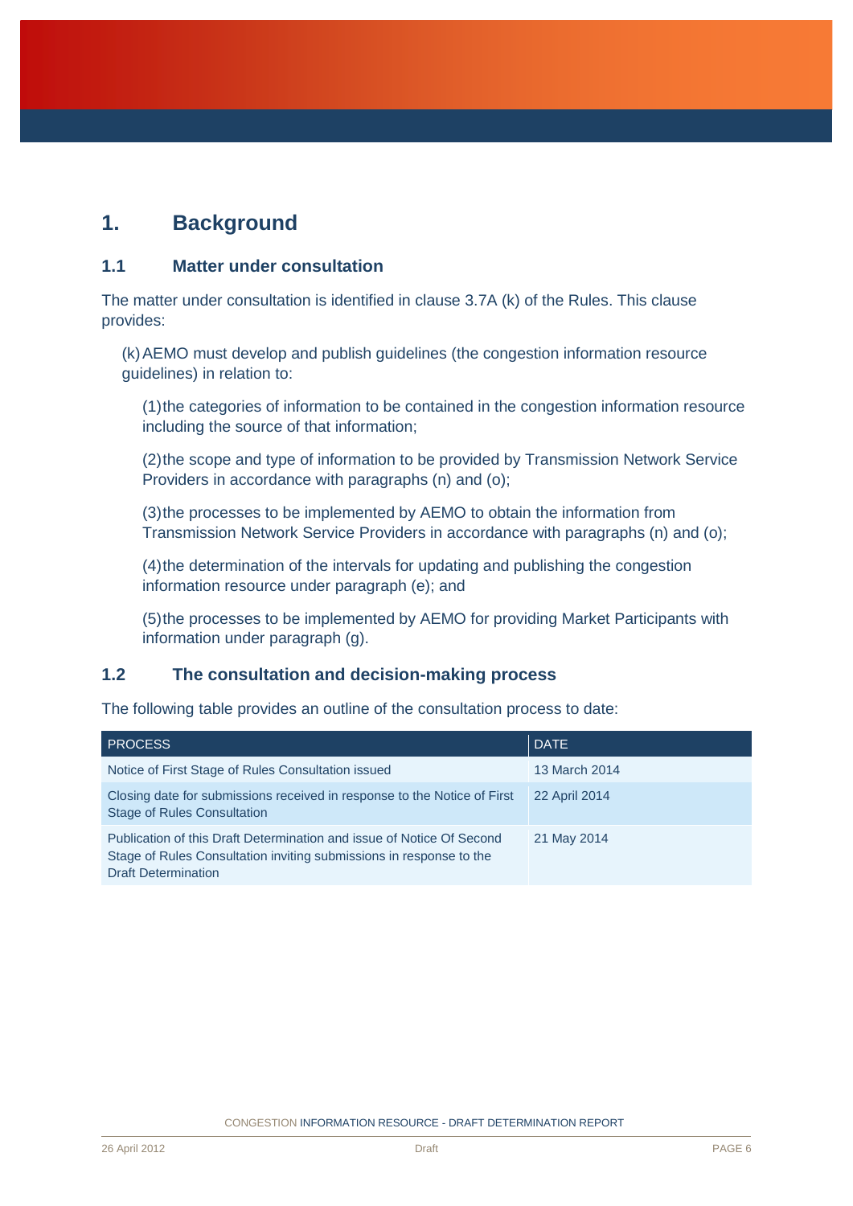# 1. Background

## 1.1 Matter under consultation

The matter under consultation is identified in clause 3.7A (k) of the Rules. This clause provides:

(k) AEMO must develop and publish guidelines (the congestion information resource guidelines) in relation to:

(1) the categories of information to be contained in the congestion information resource including the source of that information;

(2) the scope and type of information to be provided by Transmission Network Service Providers in accordance with paragraphs (n) and (o);

(3) the processes to be implemented by AEMO to obtain the information from Transmission Network Service Providers in accordance with paragraphs (n) and (o);

(4) the determination of the intervals for updating and publishing the congestion information resource under paragraph (e); and

(5) the processes to be implemented by AEMO for providing Market Participants with information under paragraph (g).

## 1.2 The consultation and decision-making process

The following table provides an outline of the consultation process to date:

| PROCESS | DATE |
| --- | --- |
| Notice of First Stage of Rules Consultation issued | 13 March 2014 |
| Closing date for submissions received in response to the Notice of First Stage of Rules Consultation | 22 April 2014 |
| Publication of this Draft Determination and issue of Notice Of Second Stage of Rules Consultation inviting submissions in response to the Draft Determination | 21 May 2014 |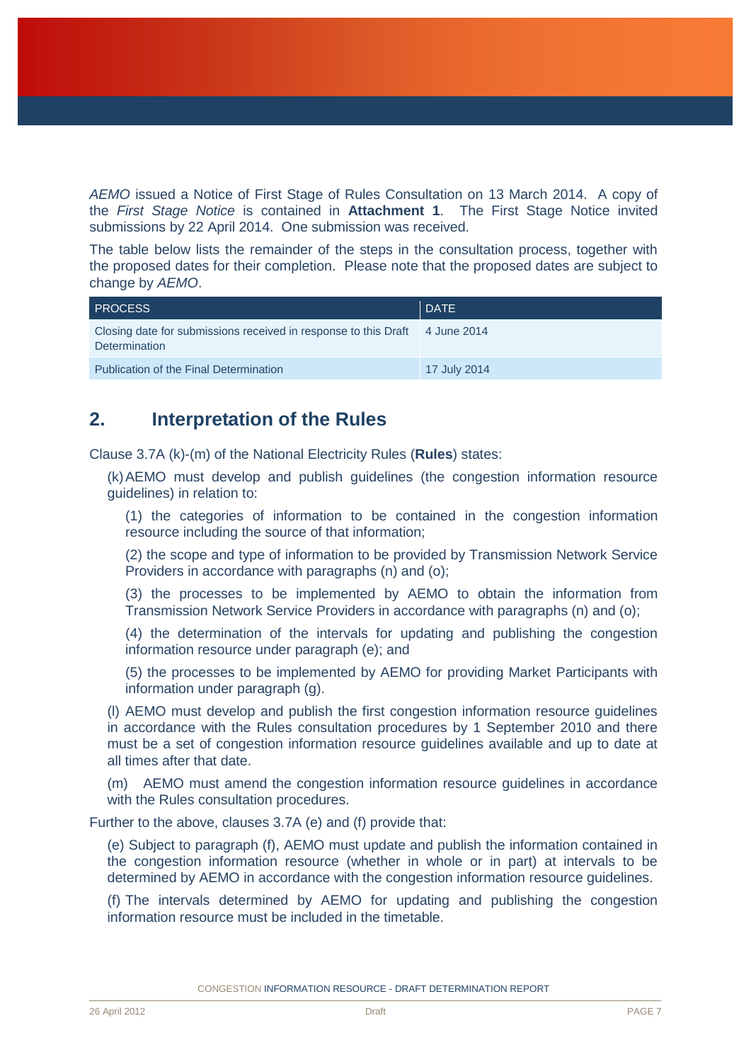*AEMO* issued a Notice of First Stage of Rules Consultation on 13 March 2014. A copy of the *First Stage Notice* is contained in **Attachment 1**. The First Stage Notice invited submissions by 22 April 2014. One submission was received.

The table below lists the remainder of the steps in the consultation process, together with the proposed dates for their completion. Please note that the proposed dates are subject to change by *AEMO*.

| PROCESS | DATE |
| --- | --- |
| Closing date for submissions received in response to this Draft Determination | 4 June 2014 |
| Publication of the Final Determination | 17 July 2014 |

## 2. Interpretation of the Rules

Clause 3.7A (k)-(m) of the National Electricity Rules (**Rules**) states:

(k) AEMO must develop and publish guidelines (the congestion information resource guidelines) in relation to:

(1) the categories of information to be contained in the congestion information resource including the source of that information;

(2) the scope and type of information to be provided by Transmission Network Service Providers in accordance with paragraphs (n) and (o);

(3) the processes to be implemented by AEMO to obtain the information from Transmission Network Service Providers in accordance with paragraphs (n) and (o);

(4) the determination of the intervals for updating and publishing the congestion information resource under paragraph (e); and

(5) the processes to be implemented by AEMO for providing Market Participants with information under paragraph (g).

(l) AEMO must develop and publish the first congestion information resource guidelines in accordance with the Rules consultation procedures by 1 September 2010 and there must be a set of congestion information resource guidelines available and up to date at all times after that date.

(m) AEMO must amend the congestion information resource guidelines in accordance with the Rules consultation procedures.

Further to the above, clauses 3.7A (e) and (f) provide that:

(e) Subject to paragraph (f), AEMO must update and publish the information contained in the congestion information resource (whether in whole or in part) at intervals to be determined by AEMO in accordance with the congestion information resource guidelines.

(f) The intervals determined by AEMO for updating and publishing the congestion information resource must be included in the timetable.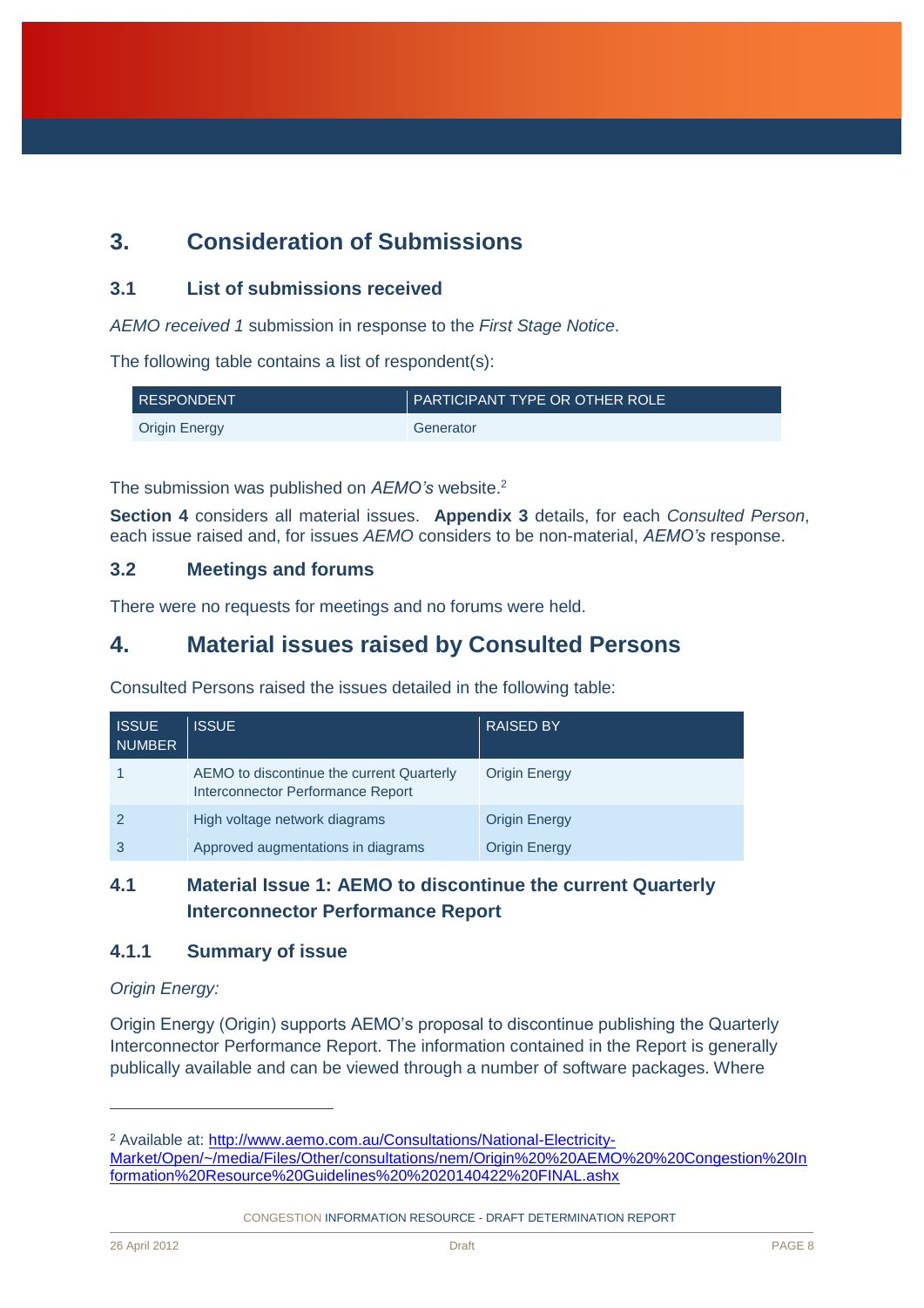# 3. Consideration of Submissions

## 3.1 List of submissions received

*AEMO received 1* submission in response to the *First Stage Notice*.

The following table contains a list of respondent(s):

| RESPONDENT | PARTICIPANT TYPE OR OTHER ROLE |
|---|---|
| Origin Energy | Generator |

The submission was published on *AEMO's* website.[2]

**Section 4** considers all material issues. **Appendix 3** details, for each *Consulted Person*, each issue raised and, for issues *AEMO* considers to be non-material, *AEMO's* response.

## 3.2 Meetings and forums

There were no requests for meetings and no forums were held.

# 4. Material issues raised by Consulted Persons

Consulted Persons raised the issues detailed in the following table:

| ISSUE NUMBER | ISSUE | RAISED BY |
|---|---|---|
| 1 | AEMO to discontinue the current Quarterly Interconnector Performance Report | Origin Energy |
| 2 | High voltage network diagrams | Origin Energy |
| 3 | Approved augmentations in diagrams | Origin Energy |

## 4.1 Material Issue 1: AEMO to discontinue the current Quarterly Interconnector Performance Report

### 4.1.1 Summary of issue

*Origin Energy:*

Origin Energy (Origin) supports AEMO's proposal to discontinue publishing the Quarterly Interconnector Performance Report. The information contained in the Report is generally publically available and can be viewed through a number of software packages. Where

[2] Available at: http://www.aemo.com.au/Consultations/National-Electricity-Market/Open/~/media/Files/Other/consultations/nem/Origin%20%20AEMO%20%20Congestion%20Information%20Resource%20Guidelines%20%2020140422%20FINAL.ashx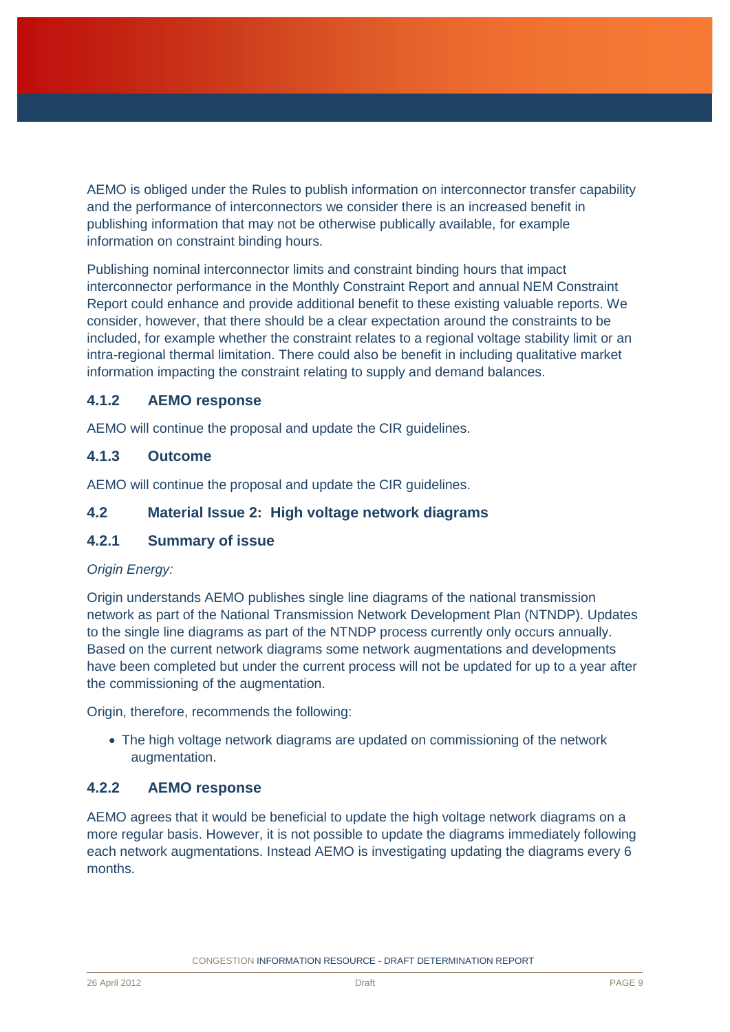AEMO is obliged under the Rules to publish information on interconnector transfer capability and the performance of interconnectors we consider there is an increased benefit in publishing information that may not be otherwise publically available, for example information on constraint binding hours.

Publishing nominal interconnector limits and constraint binding hours that impact interconnector performance in the Monthly Constraint Report and annual NEM Constraint Report could enhance and provide additional benefit to these existing valuable reports. We consider, however, that there should be a clear expectation around the constraints to be included, for example whether the constraint relates to a regional voltage stability limit or an intra-regional thermal limitation. There could also be benefit in including qualitative market information impacting the constraint relating to supply and demand balances.

### 4.1.2 AEMO response

AEMO will continue the proposal and update the CIR guidelines.

### 4.1.3 Outcome

AEMO will continue the proposal and update the CIR guidelines.

## 4.2 Material Issue 2: High voltage network diagrams

### 4.2.1 Summary of issue

*Origin Energy:*

Origin understands AEMO publishes single line diagrams of the national transmission network as part of the National Transmission Network Development Plan (NTNDP). Updates to the single line diagrams as part of the NTNDP process currently only occurs annually. Based on the current network diagrams some network augmentations and developments have been completed but under the current process will not be updated for up to a year after the commissioning of the augmentation.

Origin, therefore, recommends the following:

- The high voltage network diagrams are updated on commissioning of the network augmentation.

### 4.2.2 AEMO response

AEMO agrees that it would be beneficial to update the high voltage network diagrams on a more regular basis. However, it is not possible to update the diagrams immediately following each network augmentations. Instead AEMO is investigating updating the diagrams every 6 months.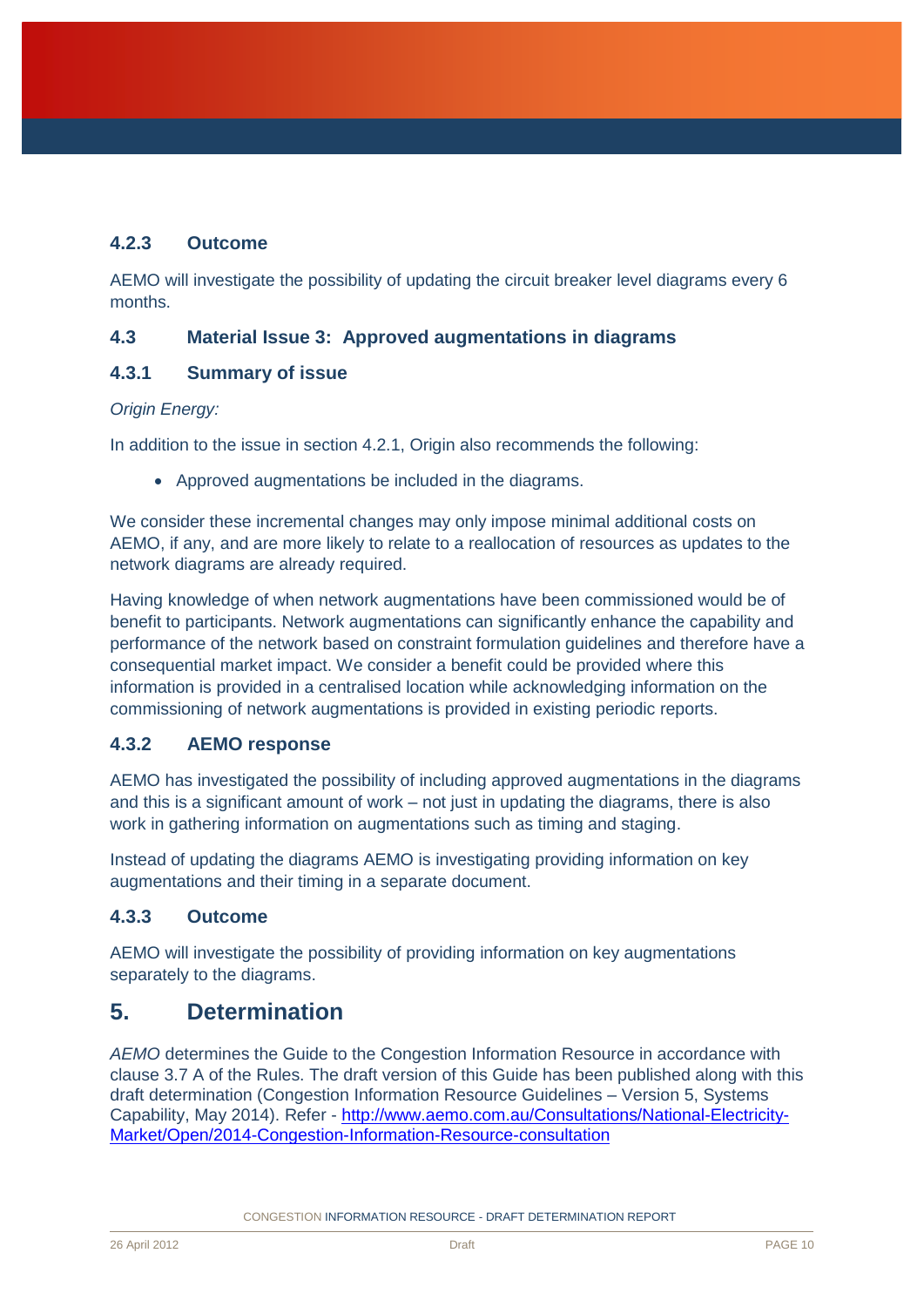#### 4.2.3 Outcome

AEMO will investigate the possibility of updating the circuit breaker level diagrams every 6 months.

### 4.3 Material Issue 3: Approved augmentations in diagrams

#### 4.3.1 Summary of issue

*Origin Energy:*

In addition to the issue in section 4.2.1, Origin also recommends the following:

- Approved augmentations be included in the diagrams.

We consider these incremental changes may only impose minimal additional costs on AEMO, if any, and are more likely to relate to a reallocation of resources as updates to the network diagrams are already required.

Having knowledge of when network augmentations have been commissioned would be of benefit to participants. Network augmentations can significantly enhance the capability and performance of the network based on constraint formulation guidelines and therefore have a consequential market impact. We consider a benefit could be provided where this information is provided in a centralised location while acknowledging information on the commissioning of network augmentations is provided in existing periodic reports.

#### 4.3.2 AEMO response

AEMO has investigated the possibility of including approved augmentations in the diagrams and this is a significant amount of work – not just in updating the diagrams, there is also work in gathering information on augmentations such as timing and staging.

Instead of updating the diagrams AEMO is investigating providing information on key augmentations and their timing in a separate document.

#### 4.3.3 Outcome

AEMO will investigate the possibility of providing information on key augmentations separately to the diagrams.

## 5. Determination

*AEMO* determines the Guide to the Congestion Information Resource in accordance with clause 3.7 A of the Rules. The draft version of this Guide has been published along with this draft determination (Congestion Information Resource Guidelines – Version 5, Systems Capability, May 2014). Refer - [http://www.aemo.com.au/Consultations/National-Electricity-Market/Open/2014-Congestion-Information-Resource-consultation](http://www.aemo.com.au/Consultations/National-Electricity-Market/Open/2014-Congestion-Information-Resource-consultation)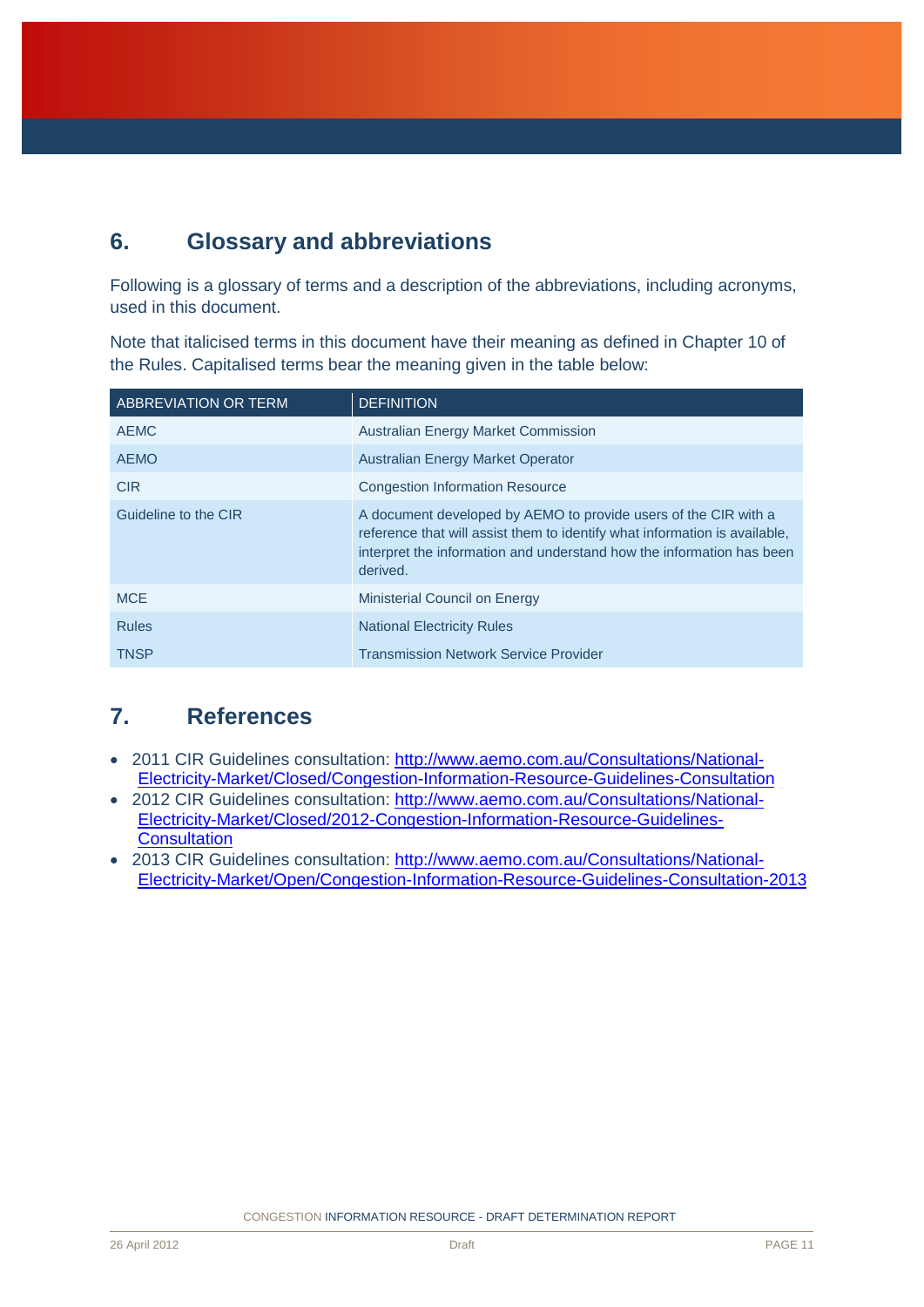## 6. Glossary and abbreviations

Following is a glossary of terms and a description of the abbreviations, including acronyms, used in this document.

Note that italicised terms in this document have their meaning as defined in Chapter 10 of the Rules. Capitalised terms bear the meaning given in the table below:

| ABBREVIATION OR TERM | DEFINITION |
| --- | --- |
| AEMC | Australian Energy Market Commission |
| AEMO | Australian Energy Market Operator |
| CIR | Congestion Information Resource |
| Guideline to the CIR | A document developed by AEMO to provide users of the CIR with a reference that will assist them to identify what information is available, interpret the information and understand how the information has been derived. |
| MCE | Ministerial Council on Energy |
| Rules | National Electricity Rules |
| TNSP | Transmission Network Service Provider |

## 7. References

- 2011 CIR Guidelines consultation: http://www.aemo.com.au/Consultations/National-Electricity-Market/Closed/Congestion-Information-Resource-Guidelines-Consultation
- 2012 CIR Guidelines consultation: http://www.aemo.com.au/Consultations/National-Electricity-Market/Closed/2012-Congestion-Information-Resource-Guidelines-Consultation
- 2013 CIR Guidelines consultation: http://www.aemo.com.au/Consultations/National-Electricity-Market/Open/Congestion-Information-Resource-Guidelines-Consultation-2013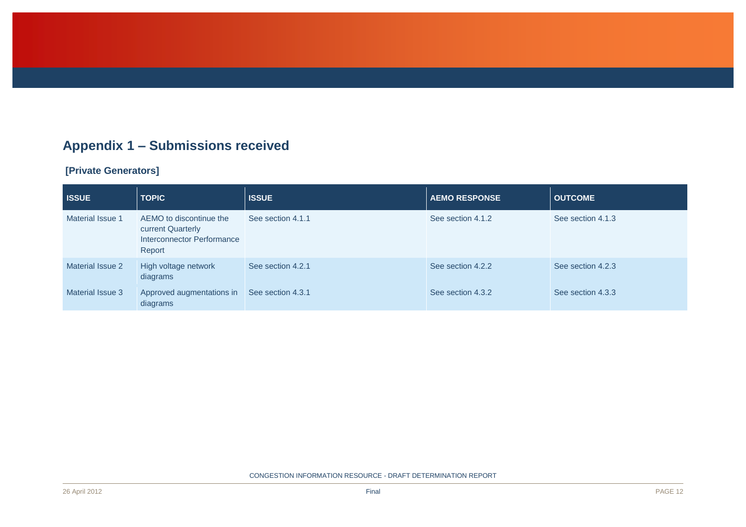## Appendix 1 – Submissions received

### [Private Generators]

| ISSUE | TOPIC | ISSUE | AEMO RESPONSE | OUTCOME |
|---|---|---|---|---|
| Material Issue 1 | AEMO to discontinue the current Quarterly Interconnector Performance Report | See section 4.1.1 | See section 4.1.2 | See section 4.1.3 |
| Material Issue 2 | High voltage network diagrams | See section 4.2.1 | See section 4.2.2 | See section 4.2.3 |
| Material Issue 3 | Approved augmentations in diagrams | See section 4.3.1 | See section 4.3.2 | See section 4.3.3 |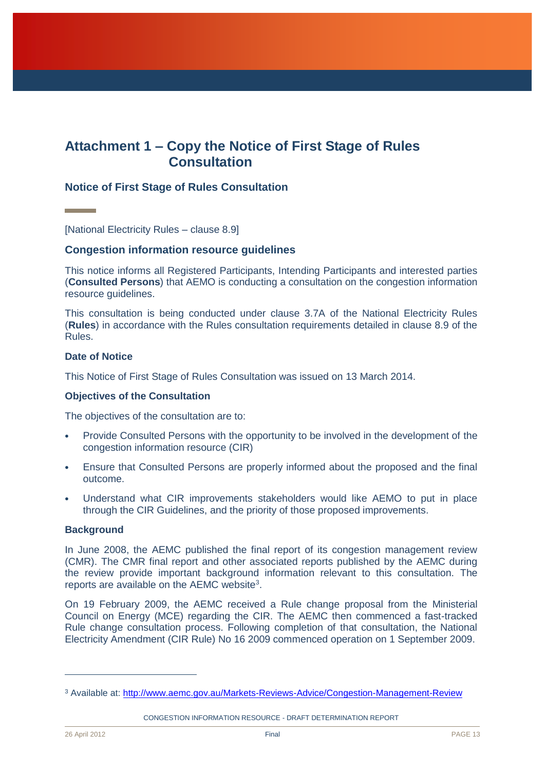# Attachment 1 – Copy the Notice of First Stage of Rules Consultation

## Notice of First Stage of Rules Consultation

[National Electricity Rules – clause 8.9]

### Congestion information resource guidelines

This notice informs all Registered Participants, Intending Participants and interested parties (**Consulted Persons**) that AEMO is conducting a consultation on the congestion information resource guidelines.

This consultation is being conducted under clause 3.7A of the National Electricity Rules (**Rules**) in accordance with the Rules consultation requirements detailed in clause 8.9 of the Rules.

#### Date of Notice

This Notice of First Stage of Rules Consultation was issued on 13 March 2014.

#### Objectives of the Consultation

The objectives of the consultation are to:

- Provide Consulted Persons with the opportunity to be involved in the development of the congestion information resource (CIR)
- Ensure that Consulted Persons are properly informed about the proposed and the final outcome.
- Understand what CIR improvements stakeholders would like AEMO to put in place through the CIR Guidelines, and the priority of those proposed improvements.

#### Background

In June 2008, the AEMC published the final report of its congestion management review (CMR). The CMR final report and other associated reports published by the AEMC during the review provide important background information relevant to this consultation. The reports are available on the AEMC website[3].

On 19 February 2009, the AEMC received a Rule change proposal from the Ministerial Council on Energy (MCE) regarding the CIR. The AEMC then commenced a fast-tracked Rule change consultation process. Following completion of that consultation, the National Electricity Amendment (CIR Rule) No 16 2009 commenced operation on 1 September 2009.

---

[3] Available at: http://www.aemc.gov.au/Markets-Reviews-Advice/Congestion-Management-Review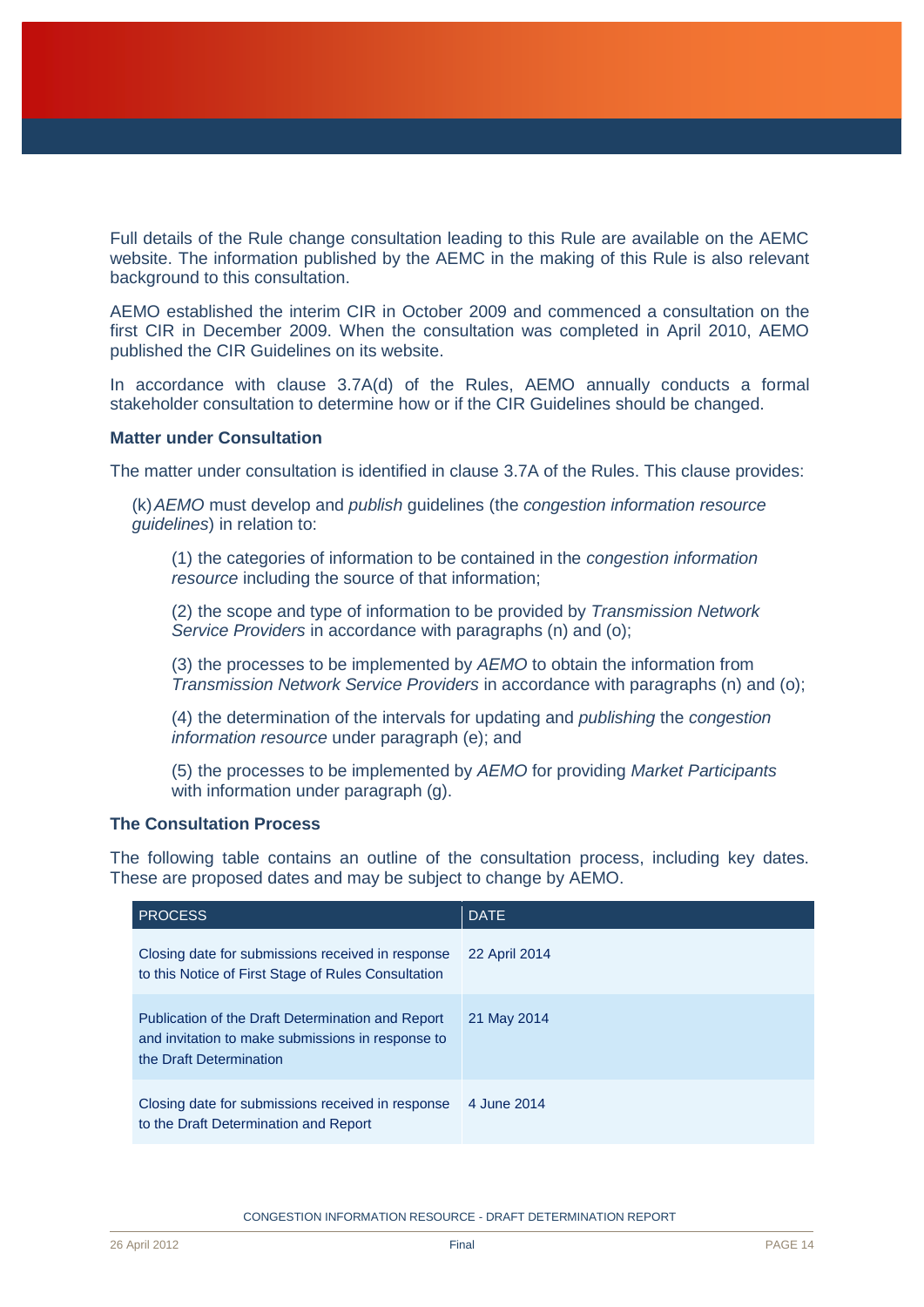Full details of the Rule change consultation leading to this Rule are available on the AEMC website. The information published by the AEMC in the making of this Rule is also relevant background to this consultation.

AEMO established the interim CIR in October 2009 and commenced a consultation on the first CIR in December 2009. When the consultation was completed in April 2010, AEMO published the CIR Guidelines on its website.

In accordance with clause 3.7A(d) of the Rules, AEMO annually conducts a formal stakeholder consultation to determine how or if the CIR Guidelines should be changed.

**Matter under Consultation**

The matter under consultation is identified in clause 3.7A of the Rules. This clause provides:

> (k) *AEMO* must develop and *publish* guidelines (the *congestion information resource guidelines*) in relation to:
>
> > (1) the categories of information to be contained in the *congestion information resource* including the source of that information;
> >
> > (2) the scope and type of information to be provided by *Transmission Network Service Providers* in accordance with paragraphs (n) and (o);
> >
> > (3) the processes to be implemented by *AEMO* to obtain the information from *Transmission Network Service Providers* in accordance with paragraphs (n) and (o);
> >
> > (4) the determination of the intervals for updating and *publishing* the *congestion information resource* under paragraph (e); and
> >
> > (5) the processes to be implemented by *AEMO* for providing *Market Participants* with information under paragraph (g).

**The Consultation Process**

The following table contains an outline of the consultation process, including key dates. These are proposed dates and may be subject to change by AEMO.

| PROCESS | DATE |
|---|---|
| Closing date for submissions received in response to this Notice of First Stage of Rules Consultation | 22 April 2014 |
| Publication of the Draft Determination and Report and invitation to make submissions in response to the Draft Determination | 21 May 2014 |
| Closing date for submissions received in response to the Draft Determination and Report | 4 June 2014 |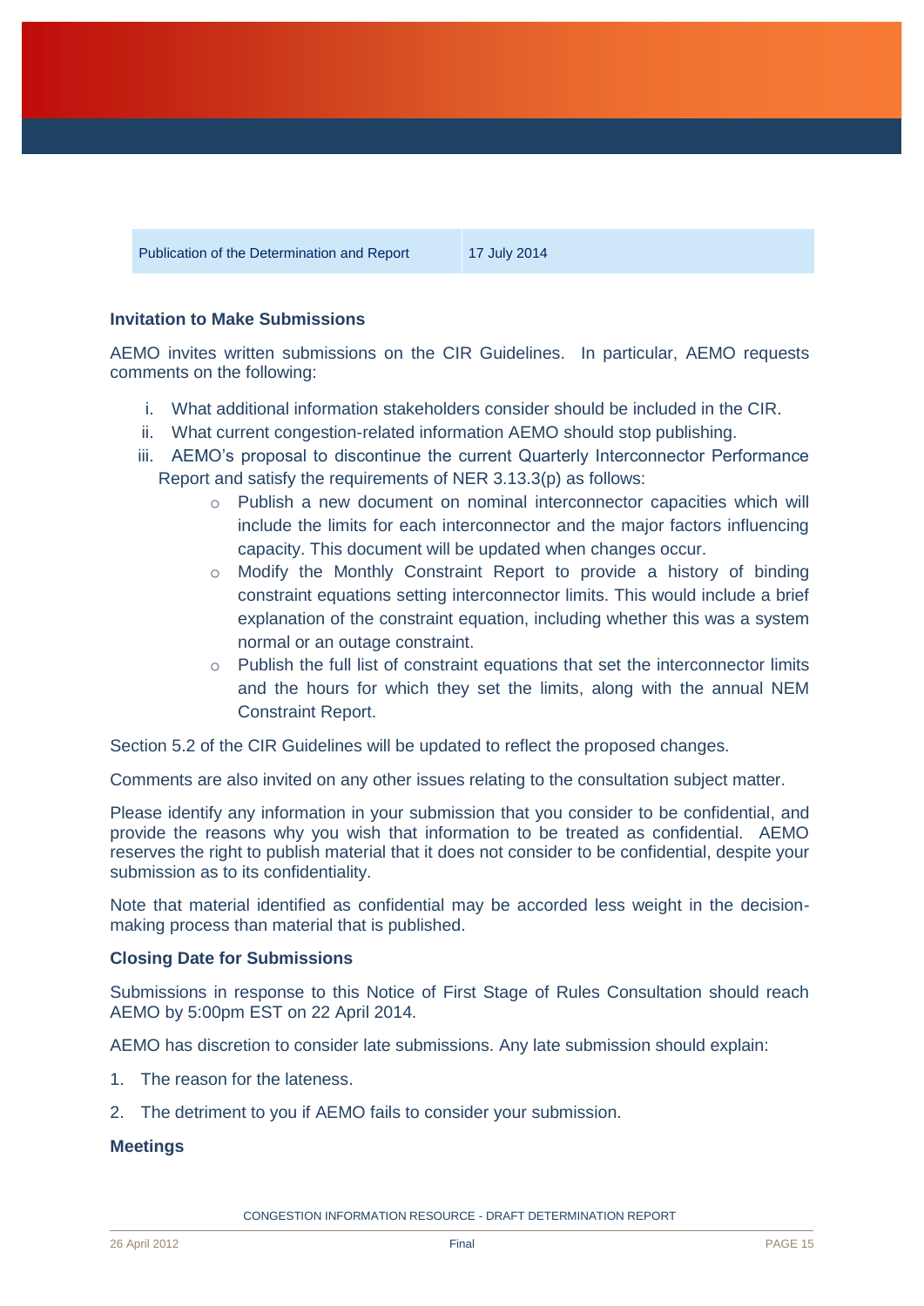| Publication of the Determination and Report | 17 July 2014 |
|---|---|

**Invitation to Make Submissions**

AEMO invites written submissions on the CIR Guidelines. In particular, AEMO requests comments on the following:

i. What additional information stakeholders consider should be included in the CIR.
ii. What current congestion-related information AEMO should stop publishing.
iii. AEMO's proposal to discontinue the current Quarterly Interconnector Performance Report and satisfy the requirements of NER 3.13.3(p) as follows:
   - Publish a new document on nominal interconnector capacities which will include the limits for each interconnector and the major factors influencing capacity. This document will be updated when changes occur.
   - Modify the Monthly Constraint Report to provide a history of binding constraint equations setting interconnector limits. This would include a brief explanation of the constraint equation, including whether this was a system normal or an outage constraint.
   - Publish the full list of constraint equations that set the interconnector limits and the hours for which they set the limits, along with the annual NEM Constraint Report.

Section 5.2 of the CIR Guidelines will be updated to reflect the proposed changes.

Comments are also invited on any other issues relating to the consultation subject matter.

Please identify any information in your submission that you consider to be confidential, and provide the reasons why you wish that information to be treated as confidential. AEMO reserves the right to publish material that it does not consider to be confidential, despite your submission as to its confidentiality.

Note that material identified as confidential may be accorded less weight in the decision-making process than material that is published.

**Closing Date for Submissions**

Submissions in response to this Notice of First Stage of Rules Consultation should reach AEMO by 5:00pm EST on 22 April 2014.

AEMO has discretion to consider late submissions. Any late submission should explain:

1. The reason for the lateness.
2. The detriment to you if AEMO fails to consider your submission.

**Meetings**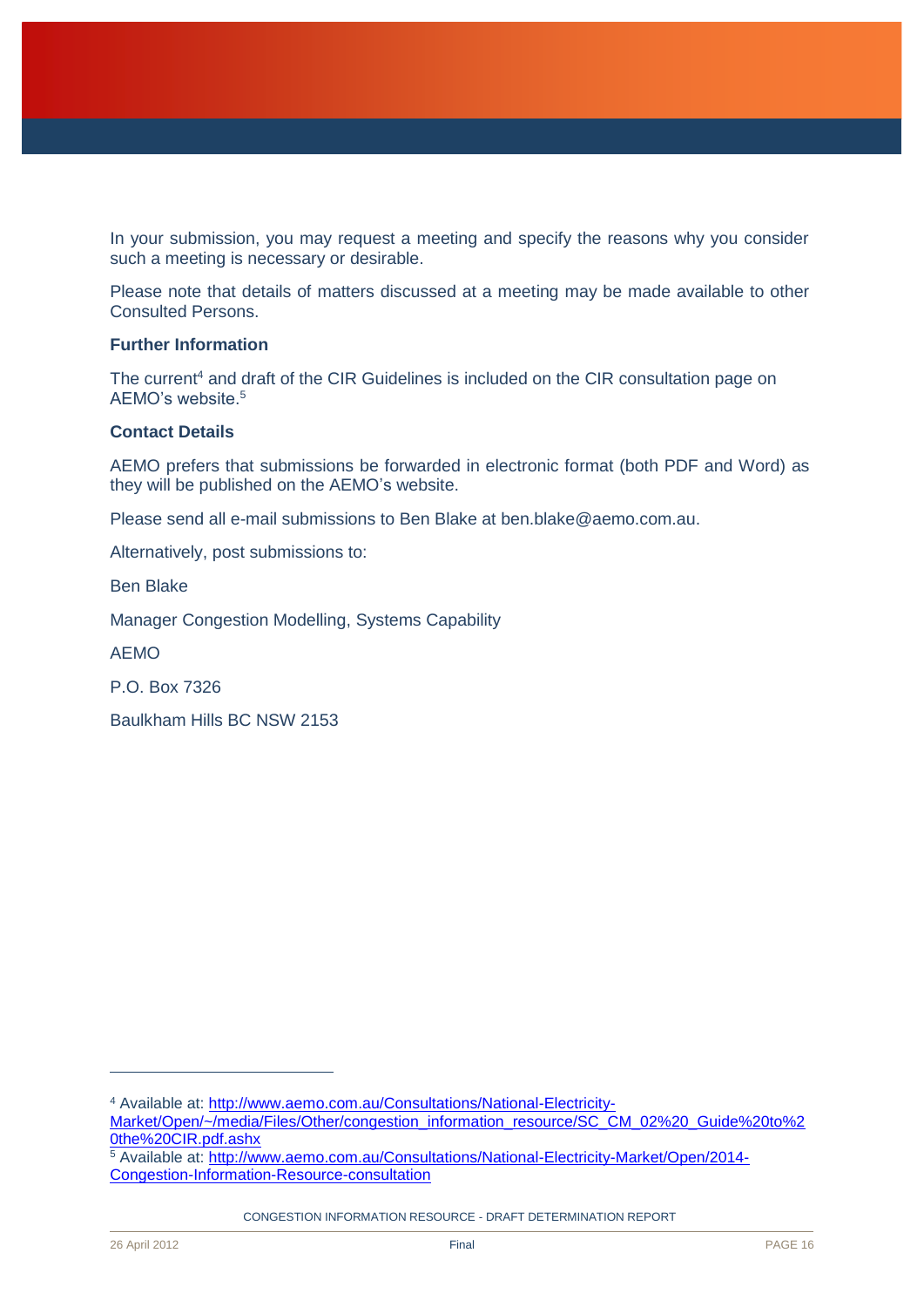In your submission, you may request a meeting and specify the reasons why you consider such a meeting is necessary or desirable.

Please note that details of matters discussed at a meeting may be made available to other Consulted Persons.

**Further Information**

The current[4] and draft of the CIR Guidelines is included on the CIR consultation page on AEMO's website.[5]

**Contact Details**

AEMO prefers that submissions be forwarded in electronic format (both PDF and Word) as they will be published on the AEMO's website.

Please send all e-mail submissions to Ben Blake at ben.blake@aemo.com.au.

Alternatively, post submissions to:

Ben Blake

Manager Congestion Modelling, Systems Capability

AEMO

P.O. Box 7326

Baulkham Hills BC NSW 2153

---

[4] Available at: http://www.aemo.com.au/Consultations/National-Electricity-Market/Open/~/media/Files/Other/congestion_information_resource/SC_CM_02%20_Guide%20to%20the%20CIR.pdf.ashx

[5] Available at: http://www.aemo.com.au/Consultations/National-Electricity-Market/Open/2014-Congestion-Information-Resource-consultation